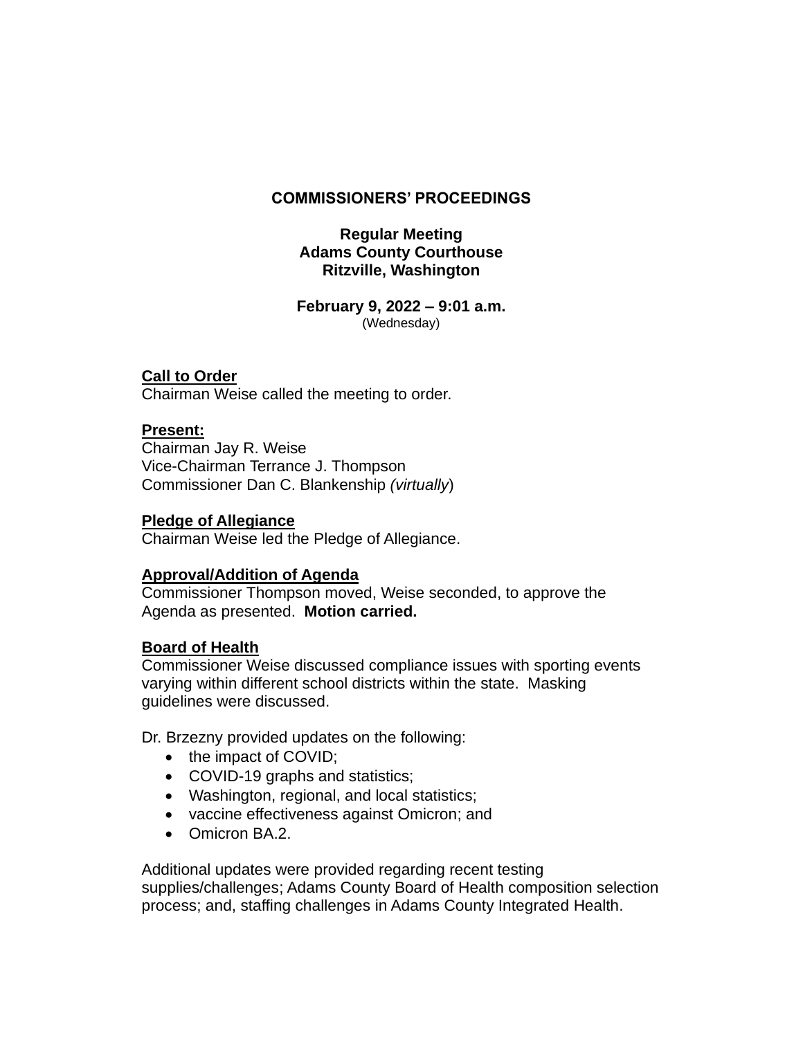# COMMISSIONERS' PROCEEDINGS

**Regular Meeting**
**Adams County Courthouse**
**Ritzville, Washington**

**February 9, 2022 – 9:01 a.m.**
(Wednesday)

**Call to Order**
Chairman Weise called the meeting to order.

**Present:**
Chairman Jay R. Weise
Vice-Chairman Terrance J. Thompson
Commissioner Dan C. Blankenship *(virtually)*

**Pledge of Allegiance**
Chairman Weise led the Pledge of Allegiance.

**Approval/Addition of Agenda**
Commissioner Thompson moved, Weise seconded, to approve the Agenda as presented. **Motion carried.**

**Board of Health**
Commissioner Weise discussed compliance issues with sporting events varying within different school districts within the state. Masking guidelines were discussed.

Dr. Brzezny provided updates on the following:

- the impact of COVID;
- COVID-19 graphs and statistics;
- Washington, regional, and local statistics;
- vaccine effectiveness against Omicron; and
- Omicron BA.2.

Additional updates were provided regarding recent testing supplies/challenges; Adams County Board of Health composition selection process; and, staffing challenges in Adams County Integrated Health.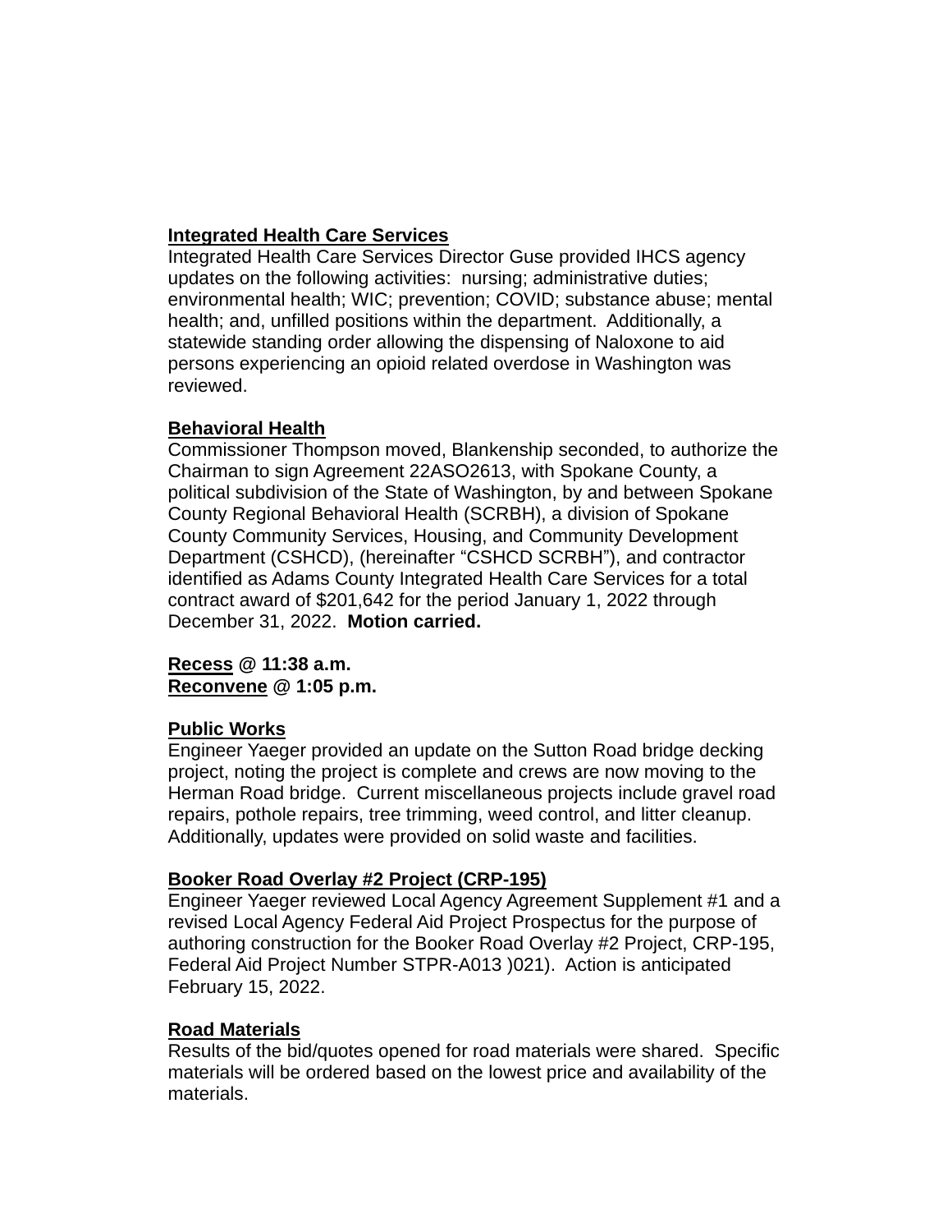**Integrated Health Care Services**
Integrated Health Care Services Director Guse provided IHCS agency updates on the following activities: nursing; administrative duties; environmental health; WIC; prevention; COVID; substance abuse; mental health; and, unfilled positions within the department. Additionally, a statewide standing order allowing the dispensing of Naloxone to aid persons experiencing an opioid related overdose in Washington was reviewed.

**Behavioral Health**
Commissioner Thompson moved, Blankenship seconded, to authorize the Chairman to sign Agreement 22ASO2613, with Spokane County, a political subdivision of the State of Washington, by and between Spokane County Regional Behavioral Health (SCRBH), a division of Spokane County Community Services, Housing, and Community Development Department (CSHCD), (hereinafter "CSHCD SCRBH"), and contractor identified as Adams County Integrated Health Care Services for a total contract award of $201,642 for the period January 1, 2022 through December 31, 2022. **Motion carried.**

**Recess @ 11:38 a.m.**
**Reconvene @ 1:05 p.m.**

**Public Works**
Engineer Yaeger provided an update on the Sutton Road bridge decking project, noting the project is complete and crews are now moving to the Herman Road bridge. Current miscellaneous projects include gravel road repairs, pothole repairs, tree trimming, weed control, and litter cleanup. Additionally, updates were provided on solid waste and facilities.

**Booker Road Overlay #2 Project (CRP-195)**
Engineer Yaeger reviewed Local Agency Agreement Supplement #1 and a revised Local Agency Federal Aid Project Prospectus for the purpose of authoring construction for the Booker Road Overlay #2 Project, CRP-195, Federal Aid Project Number STPR-A013 )021). Action is anticipated February 15, 2022.

**Road Materials**
Results of the bid/quotes opened for road materials were shared. Specific materials will be ordered based on the lowest price and availability of the materials.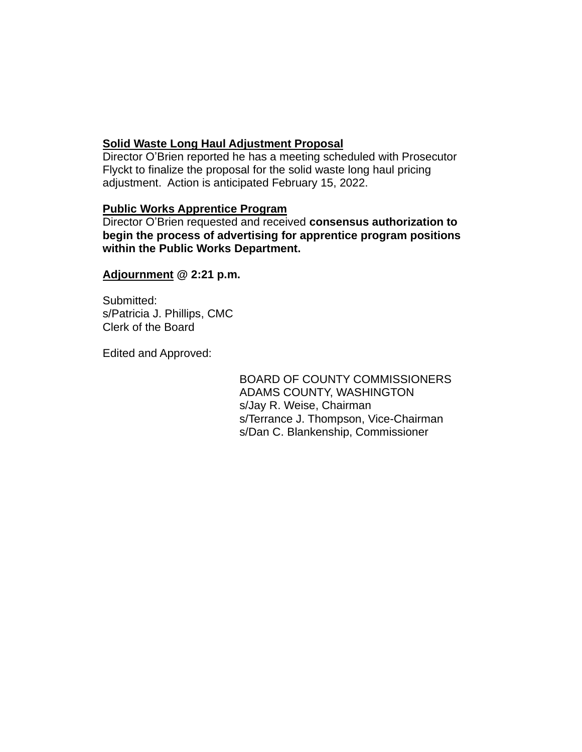**Solid Waste Long Haul Adjustment Proposal**
Director O'Brien reported he has a meeting scheduled with Prosecutor Flyckt to finalize the proposal for the solid waste long haul pricing adjustment. Action is anticipated February 15, 2022.

**Public Works Apprentice Program**
Director O'Brien requested and received **consensus authorization to begin the process of advertising for apprentice program positions within the Public Works Department.**

**Adjournment @ 2:21 p.m.**

Submitted:
s/Patricia J. Phillips, CMC
Clerk of the Board

Edited and Approved:

BOARD OF COUNTY COMMISSIONERS
ADAMS COUNTY, WASHINGTON
s/Jay R. Weise, Chairman
s/Terrance J. Thompson, Vice-Chairman
s/Dan C. Blankenship, Commissioner